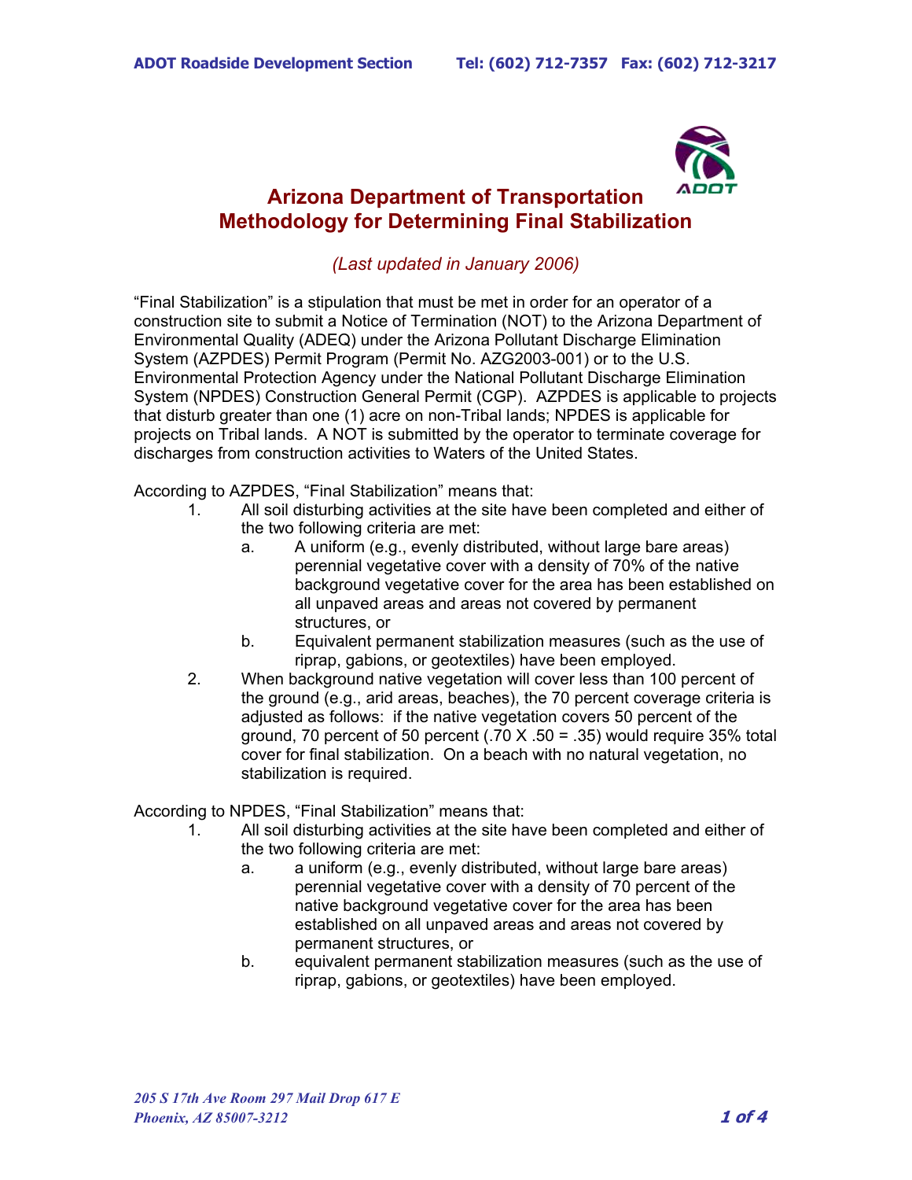# Arizona Department of Transportation
# Methodology for Determining Final Stabilization

*(Last updated in January 2006)*

"Final Stabilization" is a stipulation that must be met in order for an operator of a construction site to submit a Notice of Termination (NOT) to the Arizona Department of Environmental Quality (ADEQ) under the Arizona Pollutant Discharge Elimination System (AZPDES) Permit Program (Permit No. AZG2003-001) or to the U.S. Environmental Protection Agency under the National Pollutant Discharge Elimination System (NPDES) Construction General Permit (CGP). AZPDES is applicable to projects that disturb greater than one (1) acre on non-Tribal lands; NPDES is applicable for projects on Tribal lands. A NOT is submitted by the operator to terminate coverage for discharges from construction activities to Waters of the United States.

According to AZPDES, "Final Stabilization" means that:

1. All soil disturbing activities at the site have been completed and either of the two following criteria are met:
   a. A uniform (e.g., evenly distributed, without large bare areas) perennial vegetative cover with a density of 70% of the native background vegetative cover for the area has been established on all unpaved areas and areas not covered by permanent structures, or
   b. Equivalent permanent stabilization measures (such as the use of riprap, gabions, or geotextiles) have been employed.
2. When background native vegetation will cover less than 100 percent of the ground (e.g., arid areas, beaches), the 70 percent coverage criteria is adjusted as follows: if the native vegetation covers 50 percent of the ground, 70 percent of 50 percent (.70 X .50 = .35) would require 35% total cover for final stabilization. On a beach with no natural vegetation, no stabilization is required.

According to NPDES, "Final Stabilization" means that:

1. All soil disturbing activities at the site have been completed and either of the two following criteria are met:
   a. a uniform (e.g., evenly distributed, without large bare areas) perennial vegetative cover with a density of 70 percent of the native background vegetative cover for the area has been established on all unpaved areas and areas not covered by permanent structures, or
   b. equivalent permanent stabilization measures (such as the use of riprap, gabions, or geotextiles) have been employed.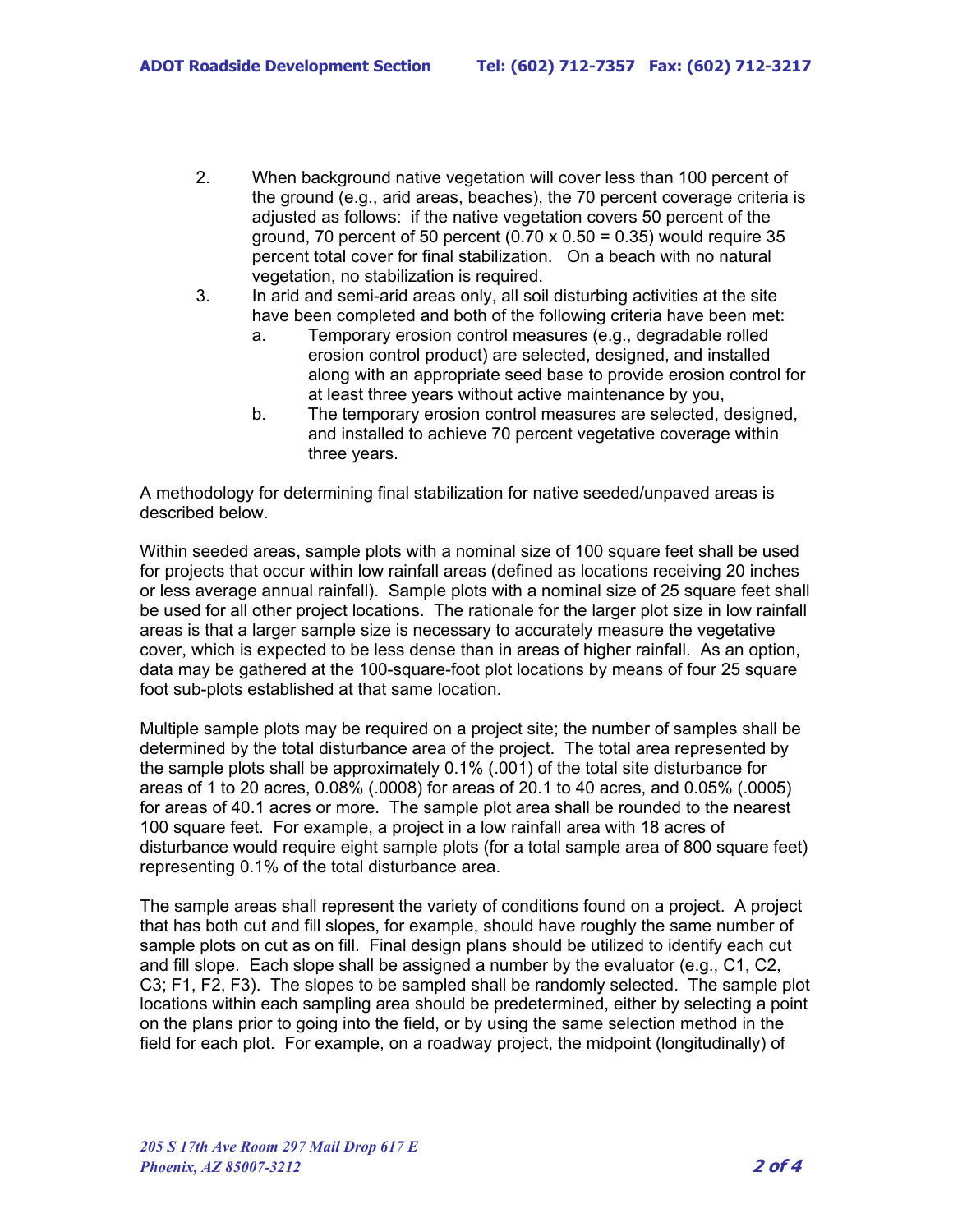2. When background native vegetation will cover less than 100 percent of the ground (e.g., arid areas, beaches), the 70 percent coverage criteria is adjusted as follows: if the native vegetation covers 50 percent of the ground, 70 percent of 50 percent (0.70 x 0.50 = 0.35) would require 35 percent total cover for final stabilization. On a beach with no natural vegetation, no stabilization is required.
3. In arid and semi-arid areas only, all soil disturbing activities at the site have been completed and both of the following criteria have been met:
   a. Temporary erosion control measures (e.g., degradable rolled erosion control product) are selected, designed, and installed along with an appropriate seed base to provide erosion control for at least three years without active maintenance by you,
   b. The temporary erosion control measures are selected, designed, and installed to achieve 70 percent vegetative coverage within three years.

A methodology for determining final stabilization for native seeded/unpaved areas is described below.

Within seeded areas, sample plots with a nominal size of 100 square feet shall be used for projects that occur within low rainfall areas (defined as locations receiving 20 inches or less average annual rainfall). Sample plots with a nominal size of 25 square feet shall be used for all other project locations. The rationale for the larger plot size in low rainfall areas is that a larger sample size is necessary to accurately measure the vegetative cover, which is expected to be less dense than in areas of higher rainfall. As an option, data may be gathered at the 100-square-foot plot locations by means of four 25 square foot sub-plots established at that same location.

Multiple sample plots may be required on a project site; the number of samples shall be determined by the total disturbance area of the project. The total area represented by the sample plots shall be approximately 0.1% (.001) of the total site disturbance for areas of 1 to 20 acres, 0.08% (.0008) for areas of 20.1 to 40 acres, and 0.05% (.0005) for areas of 40.1 acres or more. The sample plot area shall be rounded to the nearest 100 square feet. For example, a project in a low rainfall area with 18 acres of disturbance would require eight sample plots (for a total sample area of 800 square feet) representing 0.1% of the total disturbance area.

The sample areas shall represent the variety of conditions found on a project. A project that has both cut and fill slopes, for example, should have roughly the same number of sample plots on cut as on fill. Final design plans should be utilized to identify each cut and fill slope. Each slope shall be assigned a number by the evaluator (e.g., C1, C2, C3; F1, F2, F3). The slopes to be sampled shall be randomly selected. The sample plot locations within each sampling area should be predetermined, either by selecting a point on the plans prior to going into the field, or by using the same selection method in the field for each plot. For example, on a roadway project, the midpoint (longitudinally) of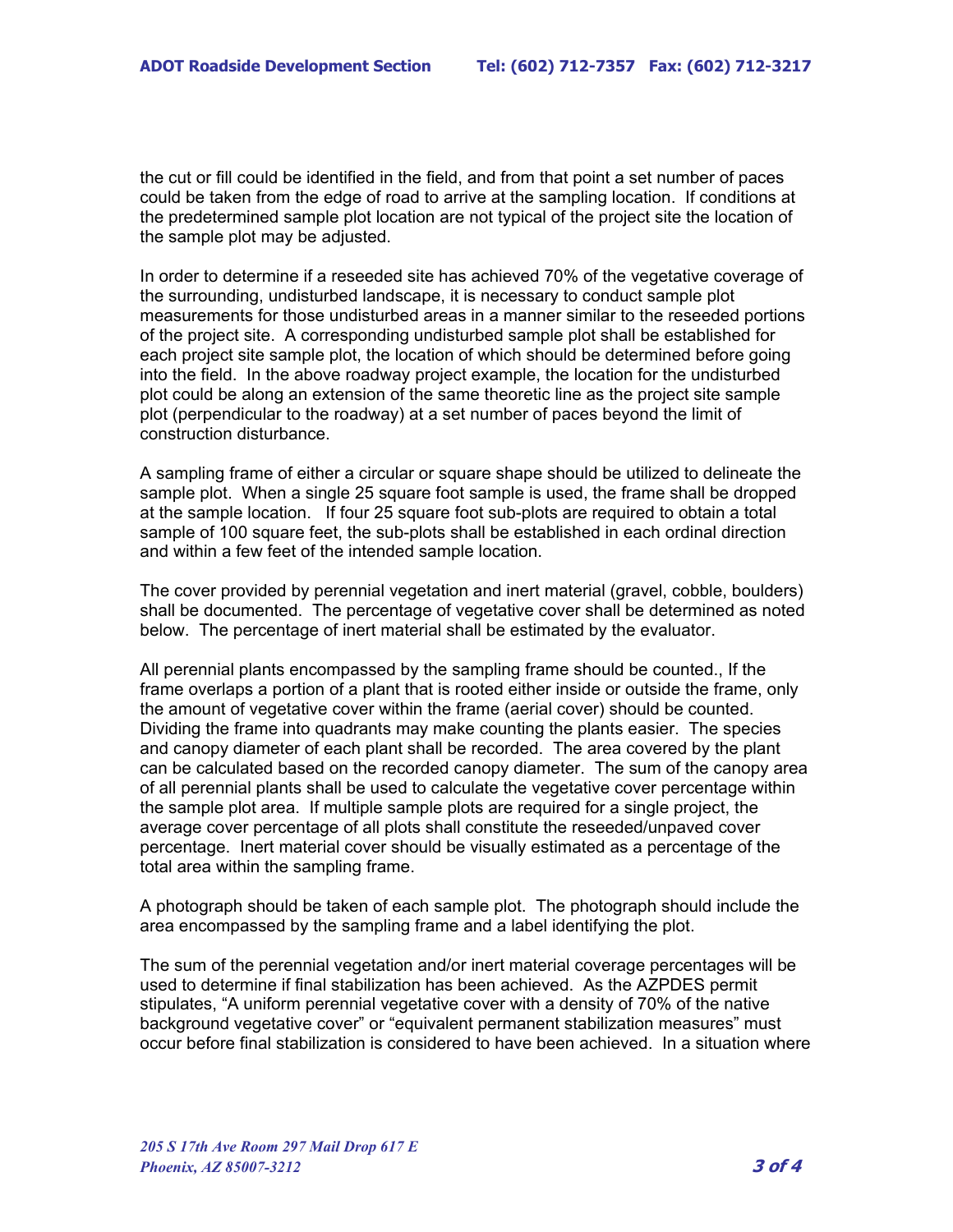the cut or fill could be identified in the field, and from that point a set number of paces could be taken from the edge of road to arrive at the sampling location. If conditions at the predetermined sample plot location are not typical of the project site the location of the sample plot may be adjusted.

In order to determine if a reseeded site has achieved 70% of the vegetative coverage of the surrounding, undisturbed landscape, it is necessary to conduct sample plot measurements for those undisturbed areas in a manner similar to the reseeded portions of the project site. A corresponding undisturbed sample plot shall be established for each project site sample plot, the location of which should be determined before going into the field. In the above roadway project example, the location for the undisturbed plot could be along an extension of the same theoretic line as the project site sample plot (perpendicular to the roadway) at a set number of paces beyond the limit of construction disturbance.

A sampling frame of either a circular or square shape should be utilized to delineate the sample plot. When a single 25 square foot sample is used, the frame shall be dropped at the sample location. If four 25 square foot sub-plots are required to obtain a total sample of 100 square feet, the sub-plots shall be established in each ordinal direction and within a few feet of the intended sample location.

The cover provided by perennial vegetation and inert material (gravel, cobble, boulders) shall be documented. The percentage of vegetative cover shall be determined as noted below. The percentage of inert material shall be estimated by the evaluator.

All perennial plants encompassed by the sampling frame should be counted., If the frame overlaps a portion of a plant that is rooted either inside or outside the frame, only the amount of vegetative cover within the frame (aerial cover) should be counted. Dividing the frame into quadrants may make counting the plants easier. The species and canopy diameter of each plant shall be recorded. The area covered by the plant can be calculated based on the recorded canopy diameter. The sum of the canopy area of all perennial plants shall be used to calculate the vegetative cover percentage within the sample plot area. If multiple sample plots are required for a single project, the average cover percentage of all plots shall constitute the reseeded/unpaved cover percentage. Inert material cover should be visually estimated as a percentage of the total area within the sampling frame.

A photograph should be taken of each sample plot. The photograph should include the area encompassed by the sampling frame and a label identifying the plot.

The sum of the perennial vegetation and/or inert material coverage percentages will be used to determine if final stabilization has been achieved. As the AZPDES permit stipulates, "A uniform perennial vegetative cover with a density of 70% of the native background vegetative cover" or "equivalent permanent stabilization measures" must occur before final stabilization is considered to have been achieved. In a situation where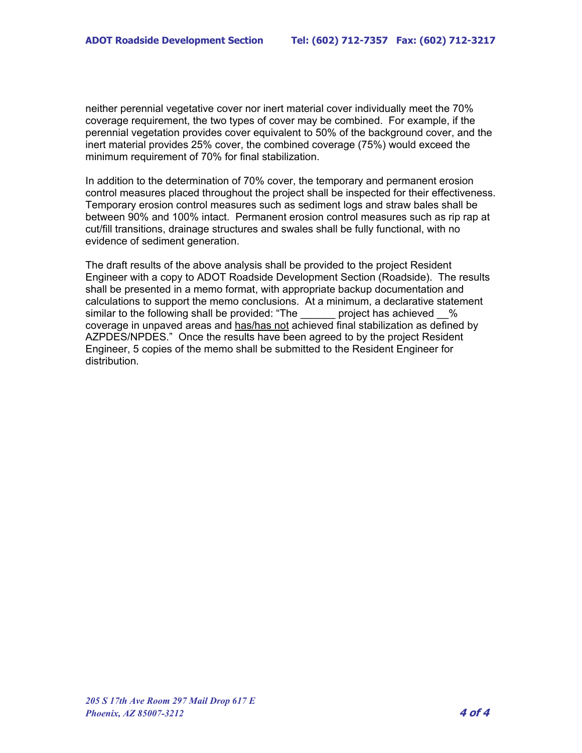neither perennial vegetative cover nor inert material cover individually meet the 70% coverage requirement, the two types of cover may be combined. For example, if the perennial vegetation provides cover equivalent to 50% of the background cover, and the inert material provides 25% cover, the combined coverage (75%) would exceed the minimum requirement of 70% for final stabilization.

In addition to the determination of 70% cover, the temporary and permanent erosion control measures placed throughout the project shall be inspected for their effectiveness. Temporary erosion control measures such as sediment logs and straw bales shall be between 90% and 100% intact. Permanent erosion control measures such as rip rap at cut/fill transitions, drainage structures and swales shall be fully functional, with no evidence of sediment generation.

The draft results of the above analysis shall be provided to the project Resident Engineer with a copy to ADOT Roadside Development Section (Roadside). The results shall be presented in a memo format, with appropriate backup documentation and calculations to support the memo conclusions. At a minimum, a declarative statement similar to the following shall be provided: "The ______ project has achieved __% coverage in unpaved areas and <u>has/has not</u> achieved final stabilization as defined by AZPDES/NPDES." Once the results have been agreed to by the project Resident Engineer, 5 copies of the memo shall be submitted to the Resident Engineer for distribution.